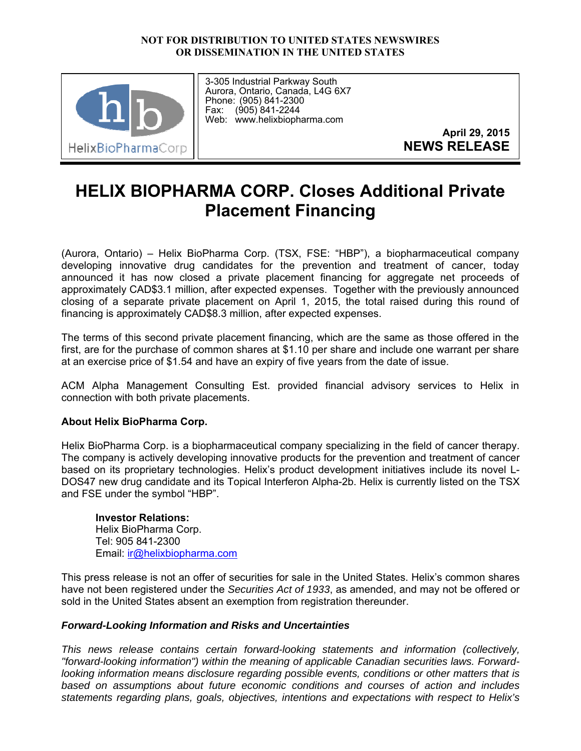**NOT FOR DISTRIBUTION TO UNITED STATES NEWSWIRES OR DISSEMINATION IN THE UNITED STATES**

HelixBioPharmaCorp

3-305 Industrial Parkway South
Aurora, Ontario, Canada, L4G 6X7
Phone: (905) 841-2300
Fax: (905) 841-2244
Web: www.helixbiopharma.com

**April 29, 2015**
**NEWS RELEASE**

# HELIX BIOPHARMA CORP. Closes Additional Private Placement Financing

(Aurora, Ontario) – Helix BioPharma Corp. (TSX, FSE: "HBP"), a biopharmaceutical company developing innovative drug candidates for the prevention and treatment of cancer, today announced it has now closed a private placement financing for aggregate net proceeds of approximately CAD$3.1 million, after expected expenses. Together with the previously announced closing of a separate private placement on April 1, 2015, the total raised during this round of financing is approximately CAD$8.3 million, after expected expenses.

The terms of this second private placement financing, which are the same as those offered in the first, are for the purchase of common shares at $1.10 per share and include one warrant per share at an exercise price of $1.54 and have an expiry of five years from the date of issue.

ACM Alpha Management Consulting Est. provided financial advisory services to Helix in connection with both private placements.

**About Helix BioPharma Corp.**

Helix BioPharma Corp. is a biopharmaceutical company specializing in the field of cancer therapy. The company is actively developing innovative products for the prevention and treatment of cancer based on its proprietary technologies. Helix's product development initiatives include its novel L-DOS47 new drug candidate and its Topical Interferon Alpha-2b. Helix is currently listed on the TSX and FSE under the symbol "HBP".

**Investor Relations:**
Helix BioPharma Corp.
Tel: 905 841-2300
Email: ir@helixbiopharma.com

This press release is not an offer of securities for sale in the United States. Helix's common shares have not been registered under the *Securities Act of 1933*, as amended, and may not be offered or sold in the United States absent an exemption from registration thereunder.

***Forward-Looking Information and Risks and Uncertainties***

*This news release contains certain forward-looking statements and information (collectively, "forward-looking information") within the meaning of applicable Canadian securities laws. Forward-looking information means disclosure regarding possible events, conditions or other matters that is based on assumptions about future economic conditions and courses of action and includes statements regarding plans, goals, objectives, intentions and expectations with respect to Helix's*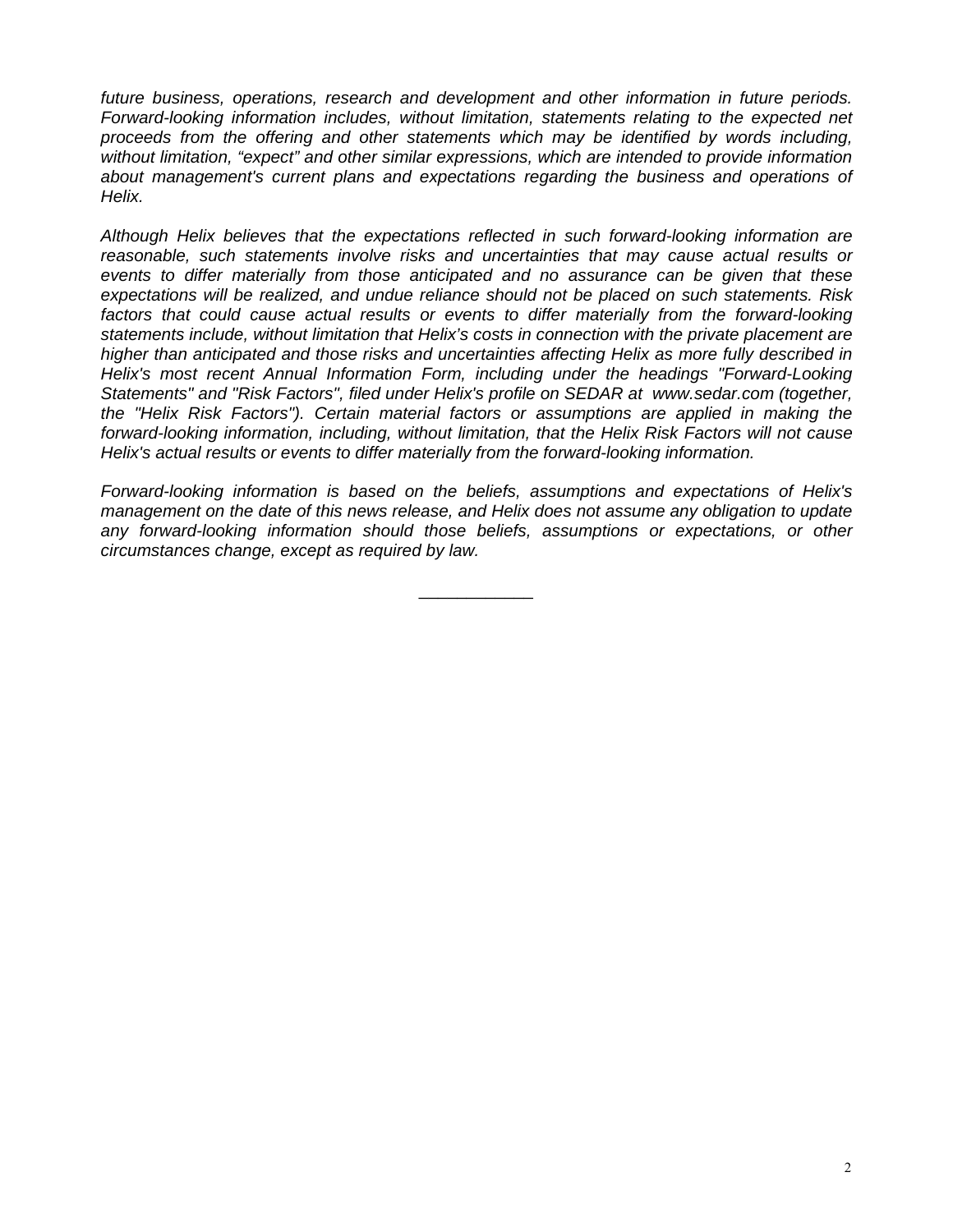*future business, operations, research and development and other information in future periods. Forward-looking information includes, without limitation, statements relating to the expected net proceeds from the offering and other statements which may be identified by words including, without limitation, "expect" and other similar expressions, which are intended to provide information about management's current plans and expectations regarding the business and operations of Helix.*

*Although Helix believes that the expectations reflected in such forward-looking information are reasonable, such statements involve risks and uncertainties that may cause actual results or events to differ materially from those anticipated and no assurance can be given that these expectations will be realized, and undue reliance should not be placed on such statements. Risk factors that could cause actual results or events to differ materially from the forward-looking statements include, without limitation that Helix's costs in connection with the private placement are higher than anticipated and those risks and uncertainties affecting Helix as more fully described in Helix's most recent Annual Information Form, including under the headings "Forward-Looking Statements" and "Risk Factors", filed under Helix's profile on SEDAR at www.sedar.com (together, the "Helix Risk Factors"). Certain material factors or assumptions are applied in making the forward-looking information, including, without limitation, that the Helix Risk Factors will not cause Helix's actual results or events to differ materially from the forward-looking information.*

*Forward-looking information is based on the beliefs, assumptions and expectations of Helix's management on the date of this news release, and Helix does not assume any obligation to update any forward-looking information should those beliefs, assumptions or expectations, or other circumstances change, except as required by law.*

---